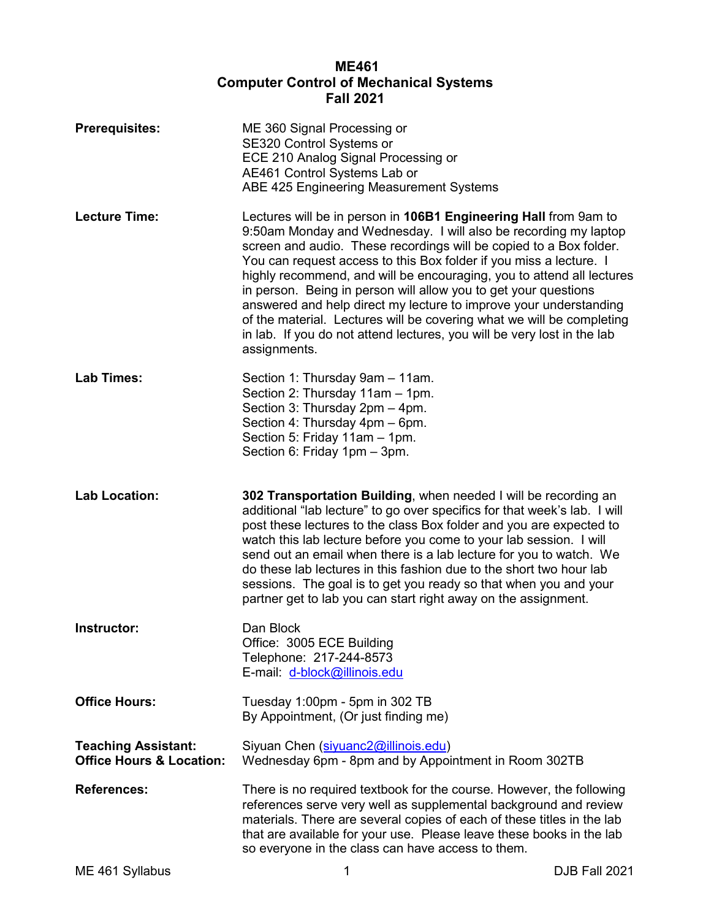# ME461
# Computer Control of Mechanical Systems
# Fall 2021

**Prerequisites:**
ME 360 Signal Processing or
SE320 Control Systems or
ECE 210 Analog Signal Processing or
AE461 Control Systems Lab or
ABE 425 Engineering Measurement Systems

**Lecture Time:**
Lectures will be in person in **106B1 Engineering Hall** from 9am to 9:50am Monday and Wednesday. I will also be recording my laptop screen and audio. These recordings will be copied to a Box folder. You can request access to this Box folder if you miss a lecture. I highly recommend, and will be encouraging, you to attend all lectures in person. Being in person will allow you to get your questions answered and help direct my lecture to improve your understanding of the material. Lectures will be covering what we will be completing in lab. If you do not attend lectures, you will be very lost in the lab assignments.

**Lab Times:**
Section 1: Thursday 9am – 11am.
Section 2: Thursday 11am – 1pm.
Section 3: Thursday 2pm – 4pm.
Section 4: Thursday 4pm – 6pm.
Section 5: Friday 11am – 1pm.
Section 6: Friday 1pm – 3pm.

**Lab Location:**
**302 Transportation Building**, when needed I will be recording an additional "lab lecture" to go over specifics for that week's lab. I will post these lectures to the class Box folder and you are expected to watch this lab lecture before you come to your lab session. I will send out an email when there is a lab lecture for you to watch. We do these lab lectures in this fashion due to the short two hour lab sessions. The goal is to get you ready so that when you and your partner get to lab you can start right away on the assignment.

**Instructor:**
Dan Block
Office: 3005 ECE Building
Telephone: 217-244-8573
E-mail: d-block@illinois.edu

**Office Hours:**
Tuesday 1:00pm - 5pm in 302 TB
By Appointment, (Or just finding me)

**Teaching Assistant:**
**Office Hours & Location:**
Siyuan Chen (siyuanc2@illinois.edu)
Wednesday 6pm - 8pm and by Appointment in Room 302TB

**References:**
There is no required textbook for the course. However, the following references serve very well as supplemental background and review materials. There are several copies of each of these titles in the lab that are available for your use. Please leave these books in the lab so everyone in the class can have access to them.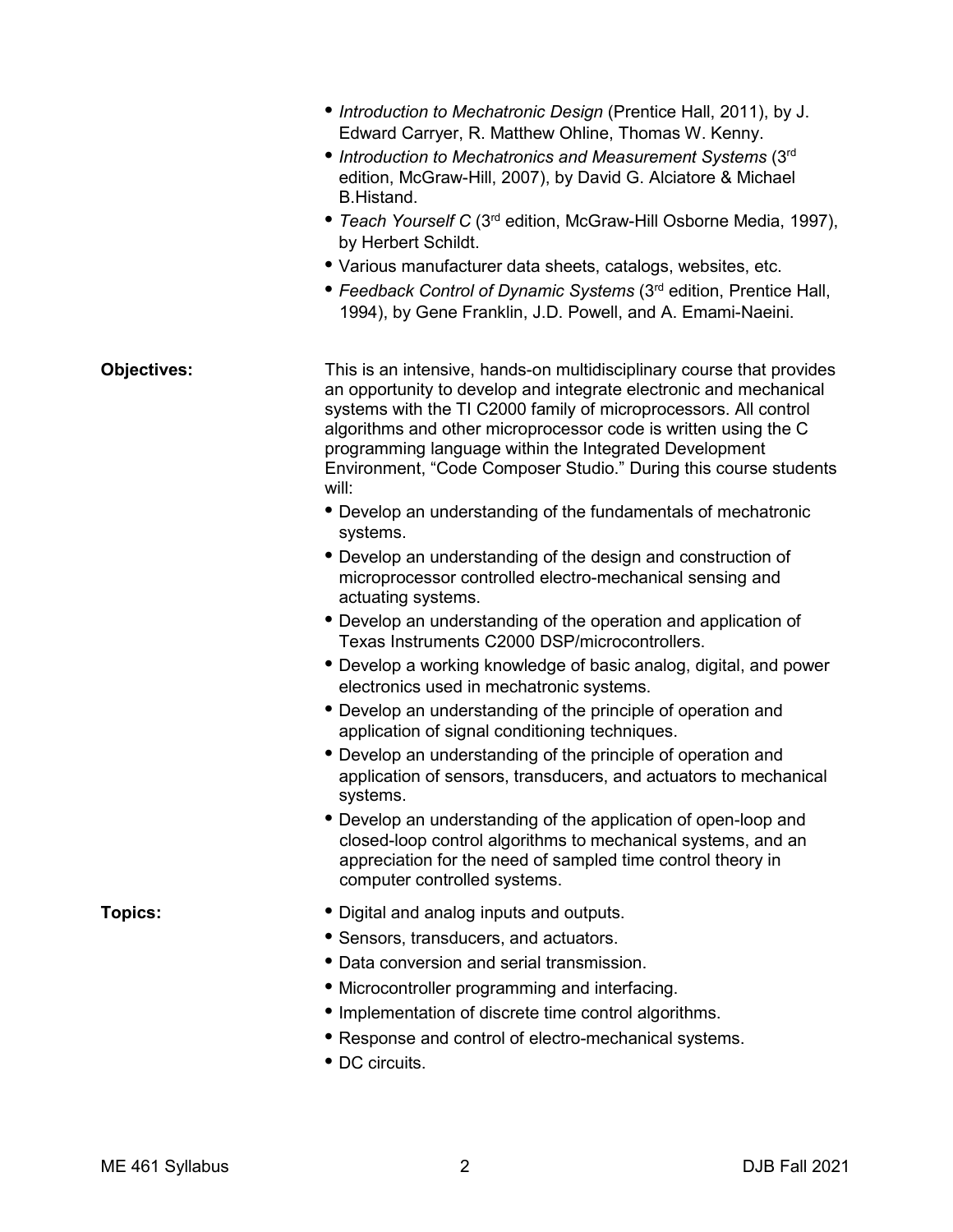- *Introduction to Mechatronic Design* (Prentice Hall, 2011), by J. Edward Carryer, R. Matthew Ohline, Thomas W. Kenny.
- *Introduction to Mechatronics and Measurement Systems* (3rd edition, McGraw-Hill, 2007), by David G. Alciatore & Michael B.Histand.
- *Teach Yourself C* (3rd edition, McGraw-Hill Osborne Media, 1997), by Herbert Schildt.
- Various manufacturer data sheets, catalogs, websites, etc.
- *Feedback Control of Dynamic Systems* (3rd edition, Prentice Hall, 1994), by Gene Franklin, J.D. Powell, and A. Emami-Naeini.

**Objectives:**

This is an intensive, hands-on multidisciplinary course that provides an opportunity to develop and integrate electronic and mechanical systems with the TI C2000 family of microprocessors. All control algorithms and other microprocessor code is written using the C programming language within the Integrated Development Environment, "Code Composer Studio." During this course students will:

- Develop an understanding of the fundamentals of mechatronic systems.
- Develop an understanding of the design and construction of microprocessor controlled electro-mechanical sensing and actuating systems.
- Develop an understanding of the operation and application of Texas Instruments C2000 DSP/microcontrollers.
- Develop a working knowledge of basic analog, digital, and power electronics used in mechatronic systems.
- Develop an understanding of the principle of operation and application of signal conditioning techniques.
- Develop an understanding of the principle of operation and application of sensors, transducers, and actuators to mechanical systems.
- Develop an understanding of the application of open-loop and closed-loop control algorithms to mechanical systems, and an appreciation for the need of sampled time control theory in computer controlled systems.

**Topics:**

- Digital and analog inputs and outputs.
- Sensors, transducers, and actuators.
- Data conversion and serial transmission.
- Microcontroller programming and interfacing.
- Implementation of discrete time control algorithms.
- Response and control of electro-mechanical systems.
- DC circuits.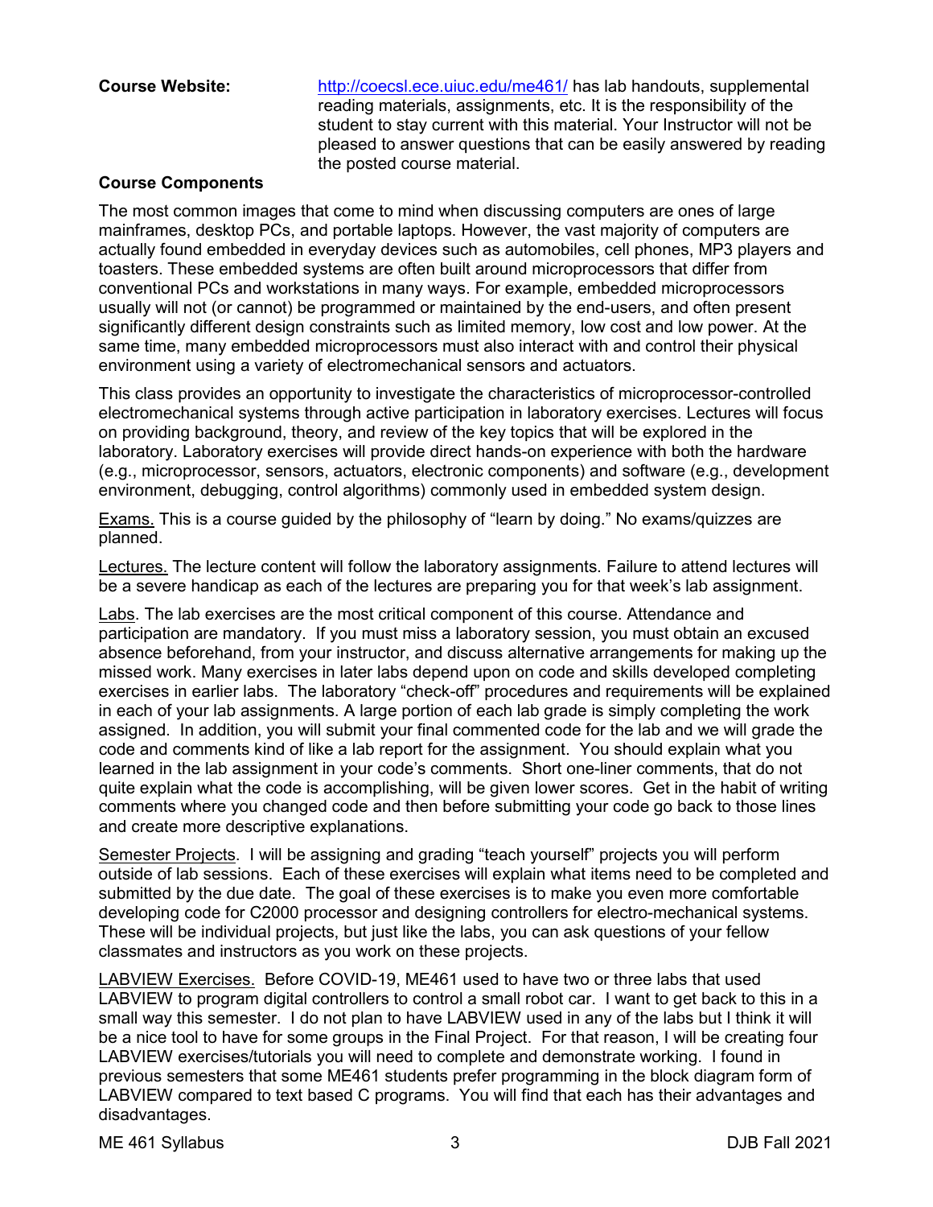**Course Website:** http://coecsl.ece.uiuc.edu/me461/ has lab handouts, supplemental reading materials, assignments, etc. It is the responsibility of the student to stay current with this material. Your Instructor will not be pleased to answer questions that can be easily answered by reading the posted course material.

**Course Components**

The most common images that come to mind when discussing computers are ones of large mainframes, desktop PCs, and portable laptops. However, the vast majority of computers are actually found embedded in everyday devices such as automobiles, cell phones, MP3 players and toasters. These embedded systems are often built around microprocessors that differ from conventional PCs and workstations in many ways. For example, embedded microprocessors usually will not (or cannot) be programmed or maintained by the end-users, and often present significantly different design constraints such as limited memory, low cost and low power. At the same time, many embedded microprocessors must also interact with and control their physical environment using a variety of electromechanical sensors and actuators.

This class provides an opportunity to investigate the characteristics of microprocessor-controlled electromechanical systems through active participation in laboratory exercises. Lectures will focus on providing background, theory, and review of the key topics that will be explored in the laboratory. Laboratory exercises will provide direct hands-on experience with both the hardware (e.g., microprocessor, sensors, actuators, electronic components) and software (e.g., development environment, debugging, control algorithms) commonly used in embedded system design.

<u>Exams.</u> This is a course guided by the philosophy of "learn by doing." No exams/quizzes are planned.

<u>Lectures.</u> The lecture content will follow the laboratory assignments. Failure to attend lectures will be a severe handicap as each of the lectures are preparing you for that week's lab assignment.

<u>Labs</u>. The lab exercises are the most critical component of this course. Attendance and participation are mandatory. If you must miss a laboratory session, you must obtain an excused absence beforehand, from your instructor, and discuss alternative arrangements for making up the missed work. Many exercises in later labs depend upon on code and skills developed completing exercises in earlier labs. The laboratory "check-off" procedures and requirements will be explained in each of your lab assignments. A large portion of each lab grade is simply completing the work assigned. In addition, you will submit your final commented code for the lab and we will grade the code and comments kind of like a lab report for the assignment. You should explain what you learned in the lab assignment in your code's comments. Short one-liner comments, that do not quite explain what the code is accomplishing, will be given lower scores. Get in the habit of writing comments where you changed code and then before submitting your code go back to those lines and create more descriptive explanations.

<u>Semester Projects</u>. I will be assigning and grading "teach yourself" projects you will perform outside of lab sessions. Each of these exercises will explain what items need to be completed and submitted by the due date. The goal of these exercises is to make you even more comfortable developing code for C2000 processor and designing controllers for electro-mechanical systems. These will be individual projects, but just like the labs, you can ask questions of your fellow classmates and instructors as you work on these projects.

<u>LABVIEW Exercises.</u> Before COVID-19, ME461 used to have two or three labs that used LABVIEW to program digital controllers to control a small robot car. I want to get back to this in a small way this semester. I do not plan to have LABVIEW used in any of the labs but I think it will be a nice tool to have for some groups in the Final Project. For that reason, I will be creating four LABVIEW exercises/tutorials you will need to complete and demonstrate working. I found in previous semesters that some ME461 students prefer programming in the block diagram form of LABVIEW compared to text based C programs. You will find that each has their advantages and disadvantages.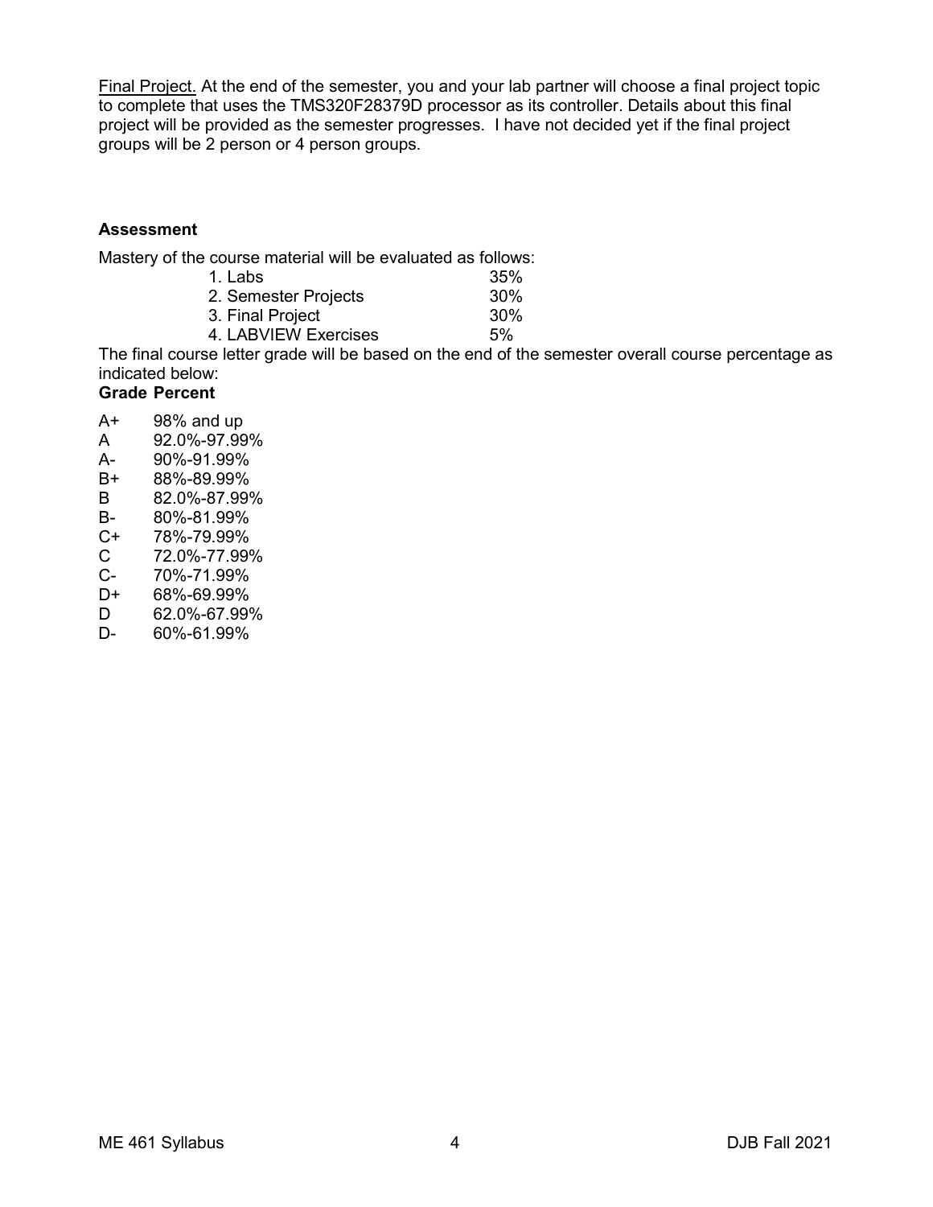Final Project. At the end of the semester, you and your lab partner will choose a final project topic to complete that uses the TMS320F28379D processor as its controller. Details about this final project will be provided as the semester progresses. I have not decided yet if the final project groups will be 2 person or 4 person groups.

**Assessment**

Mastery of the course material will be evaluated as follows:

| | |
|---|---|
| 1. Labs | 35% |
| 2. Semester Projects | 30% |
| 3. Final Project | 30% |
| 4. LABVIEW Exercises | 5% |

The final course letter grade will be based on the end of the semester overall course percentage as indicated below:

| **Grade** | **Percent** |
|---|---|
| A+ | 98% and up |
| A | 92.0%-97.99% |
| A- | 90%-91.99% |
| B+ | 88%-89.99% |
| B | 82.0%-87.99% |
| B- | 80%-81.99% |
| C+ | 78%-79.99% |
| C | 72.0%-77.99% |
| C- | 70%-71.99% |
| D+ | 68%-69.99% |
| D | 62.0%-67.99% |
| D- | 60%-61.99% |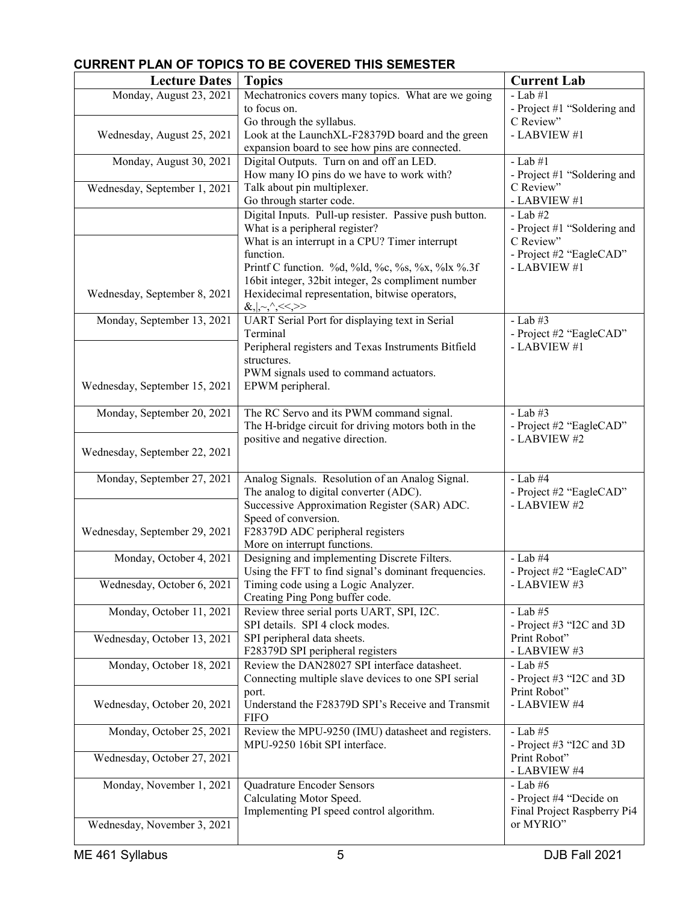## CURRENT PLAN OF TOPICS TO BE COVERED THIS SEMESTER

| Lecture Dates | Topics | Current Lab |
|---|---|---|
| Monday, August 23, 2021<br>Wednesday, August 25, 2021 | Mechatronics covers many topics. What are we going to focus on.<br>Go through the syllabus.<br>Look at the LaunchXL-F28379D board and the green expansion board to see how pins are connected. | - Lab #1<br>- Project #1 "Soldering and C Review"<br>- LABVIEW #1 |
| Monday, August 30, 2021<br>Wednesday, September 1, 2021 | Digital Outputs. Turn on and off an LED.<br>How many IO pins do we have to work with?<br>Talk about pin multiplexer.<br>Go through starter code. | - Lab #1<br>- Project #1 "Soldering and C Review"<br>- LABVIEW #1 |
| <br>Wednesday, September 8, 2021 | Digital Inputs. Pull-up resister. Passive push button.<br>What is a peripheral register?<br>What is an interrupt in a CPU? Timer interrupt function.<br>Printf C function. %d, %ld, %c, %s, %x, %lx %.3f<br>16bit integer, 32bit integer, 2s compliment number<br>Hexidecimal representation, bitwise operators, &,\|,~,^,<<,>> | - Lab #2<br>- Project #1 "Soldering and C Review"<br>- Project #2 "EagleCAD"<br>- LABVIEW #1 |
| Monday, September 13, 2021<br>Wednesday, September 15, 2021 | UART Serial Port for displaying text in Serial Terminal<br>Peripheral registers and Texas Instruments Bitfield structures.<br>PWM signals used to command actuators.<br>EPWM peripheral. | - Lab #3<br>- Project #2 "EagleCAD"<br>- LABVIEW #1 |
| Monday, September 20, 2021<br>Wednesday, September 22, 2021 | The RC Servo and its PWM command signal.<br>The H-bridge circuit for driving motors both in the positive and negative direction. | - Lab #3<br>- Project #2 "EagleCAD"<br>- LABVIEW #2 |
| Monday, September 27, 2021<br>Wednesday, September 29, 2021 | Analog Signals. Resolution of an Analog Signal.<br>The analog to digital converter (ADC).<br>Successive Approximation Register (SAR) ADC.<br>Speed of conversion.<br>F28379D ADC peripheral registers<br>More on interrupt functions. | - Lab #4<br>- Project #2 "EagleCAD"<br>- LABVIEW #2 |
| Monday, October 4, 2021<br>Wednesday, October 6, 2021 | Designing and implementing Discrete Filters.<br>Using the FFT to find signal's dominant frequencies.<br>Timing code using a Logic Analyzer.<br>Creating Ping Pong buffer code. | - Lab #4<br>- Project #2 "EagleCAD"<br>- LABVIEW #3 |
| Monday, October 11, 2021<br>Wednesday, October 13, 2021 | Review three serial ports UART, SPI, I2C.<br>SPI details. SPI 4 clock modes.<br>SPI peripheral data sheets.<br>F28379D SPI peripheral registers | - Lab #5<br>- Project #3 "I2C and 3D Print Robot"<br>- LABVIEW #3 |
| Monday, October 18, 2021<br>Wednesday, October 20, 2021 | Review the DAN28027 SPI interface datasheet.<br>Connecting multiple slave devices to one SPI serial port.<br>Understand the F28379D SPI's Receive and Transmit FIFO | - Lab #5<br>- Project #3 "I2C and 3D Print Robot"<br>- LABVIEW #4 |
| Monday, October 25, 2021<br>Wednesday, October 27, 2021 | Review the MPU-9250 (IMU) datasheet and registers.<br>MPU-9250 16bit SPI interface. | - Lab #5<br>- Project #3 "I2C and 3D Print Robot"<br>- LABVIEW #4 |
| Monday, November 1, 2021<br>Wednesday, November 3, 2021 | Quadrature Encoder Sensors<br>Calculating Motor Speed.<br>Implementing PI speed control algorithm. | - Lab #6<br>- Project #4 "Decide on Final Project Raspberry Pi4 or MYRIO" |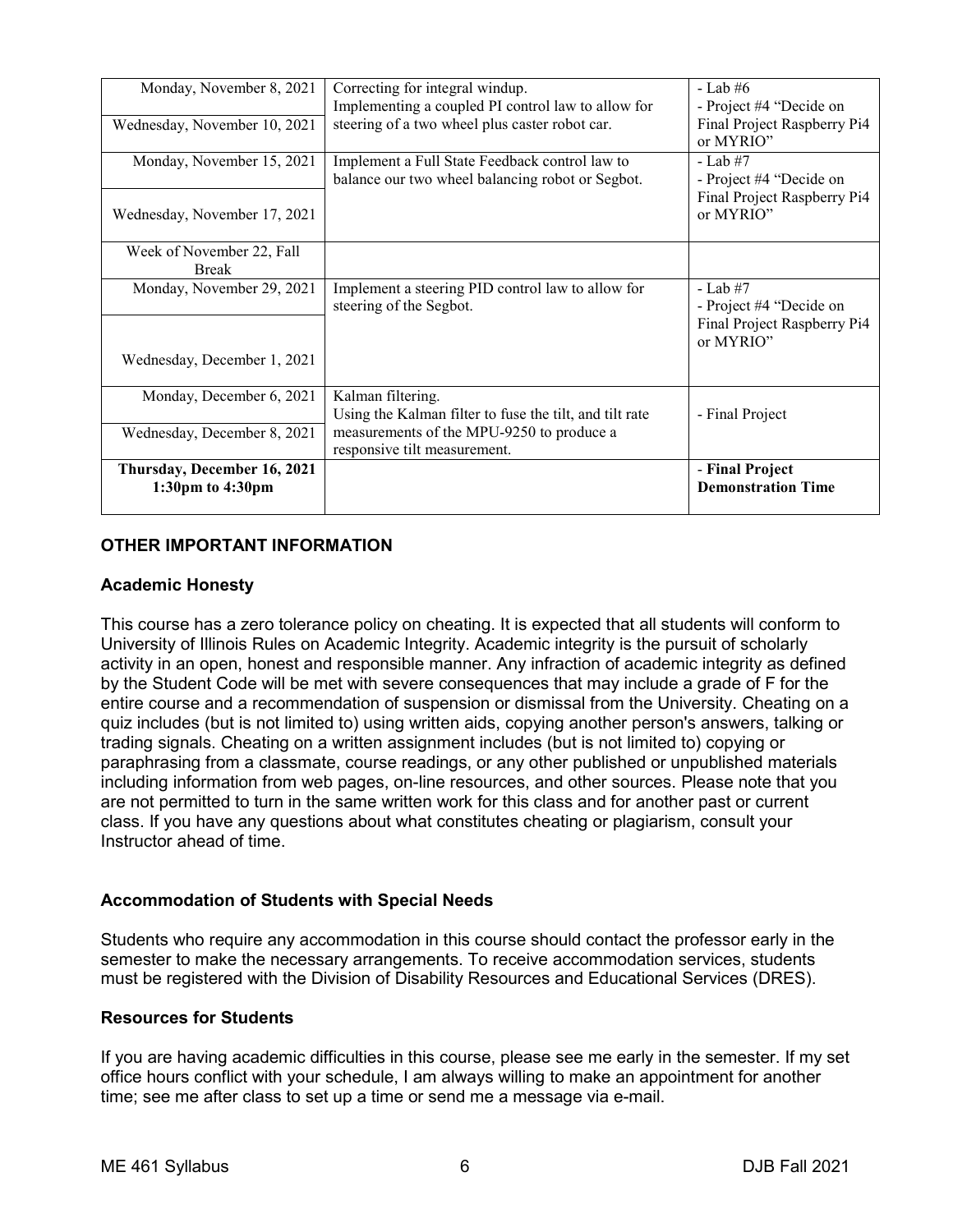| | | |
|---|---|---|
| Monday, November 8, 2021 | Correcting for integral windup. Implementing a coupled PI control law to allow for steering of a two wheel plus caster robot car. | - Lab #6<br>- Project #4 "Decide on Final Project Raspberry Pi4 or MYRIO" |
| Wednesday, November 10, 2021 | | |
| Monday, November 15, 2021 | Implement a Full State Feedback control law to balance our two wheel balancing robot or Segbot. | - Lab #7<br>- Project #4 "Decide on Final Project Raspberry Pi4 or MYRIO" |
| Wednesday, November 17, 2021 | | |
| Week of November 22, Fall Break | | |
| Monday, November 29, 2021 | Implement a steering PID control law to allow for steering of the Segbot. | - Lab #7<br>- Project #4 "Decide on Final Project Raspberry Pi4 or MYRIO" |
| Wednesday, December 1, 2021 | | |
| Monday, December 6, 2021 | Kalman filtering. Using the Kalman filter to fuse the tilt, and tilt rate measurements of the MPU-9250 to produce a responsive tilt measurement. | - Final Project |
| Wednesday, December 8, 2021 | | |
| **Thursday, December 16, 2021 1:30pm to 4:30pm** | | - **Final Project Demonstration Time** |

## OTHER IMPORTANT INFORMATION

### Academic Honesty

This course has a zero tolerance policy on cheating. It is expected that all students will conform to University of Illinois Rules on Academic Integrity. Academic integrity is the pursuit of scholarly activity in an open, honest and responsible manner. Any infraction of academic integrity as defined by the Student Code will be met with severe consequences that may include a grade of F for the entire course and a recommendation of suspension or dismissal from the University. Cheating on a quiz includes (but is not limited to) using written aids, copying another person's answers, talking or trading signals. Cheating on a written assignment includes (but is not limited to) copying or paraphrasing from a classmate, course readings, or any other published or unpublished materials including information from web pages, on-line resources, and other sources. Please note that you are not permitted to turn in the same written work for this class and for another past or current class. If you have any questions about what constitutes cheating or plagiarism, consult your Instructor ahead of time.

### Accommodation of Students with Special Needs

Students who require any accommodation in this course should contact the professor early in the semester to make the necessary arrangements. To receive accommodation services, students must be registered with the Division of Disability Resources and Educational Services (DRES).

### Resources for Students

If you are having academic difficulties in this course, please see me early in the semester. If my set office hours conflict with your schedule, I am always willing to make an appointment for another time; see me after class to set up a time or send me a message via e-mail.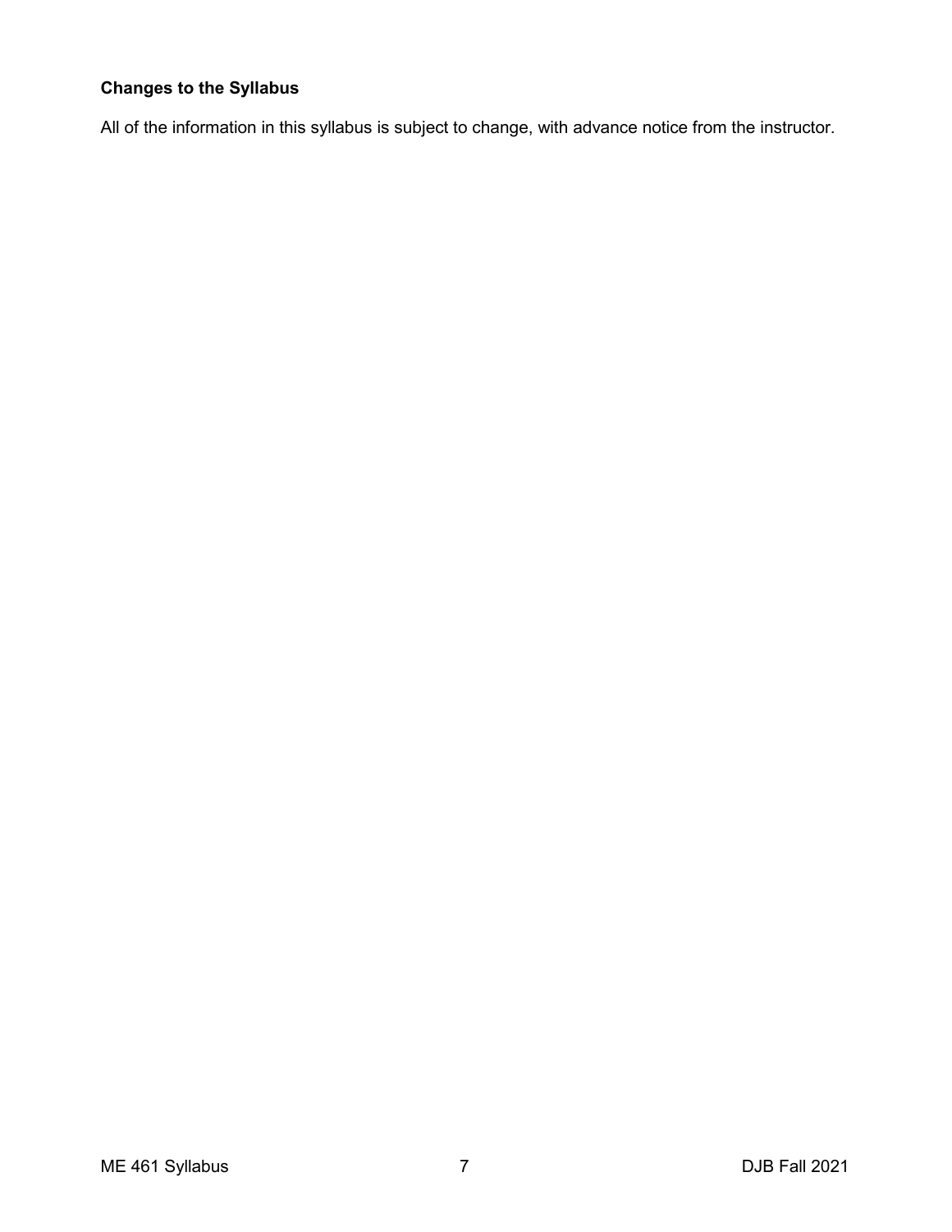**Changes to the Syllabus**

All of the information in this syllabus is subject to change, with advance notice from the instructor.